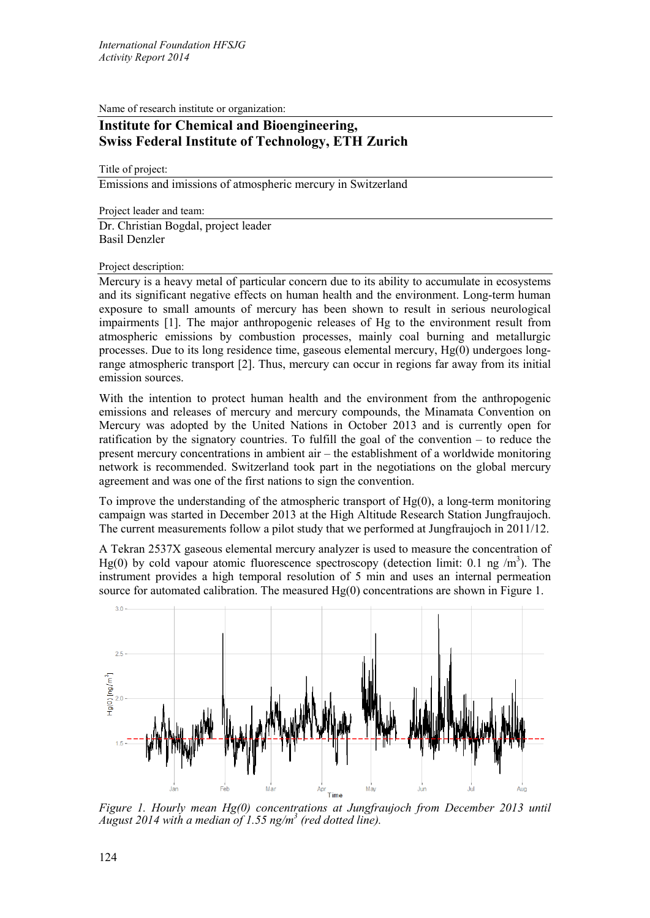Name of research institute or organization:

## Institute for Chemical and Bioengineering, Swiss Federal Institute of Technology, ETH Zurich

Title of project:

Emissions and imissions of atmospheric mercury in Switzerland

Project leader and team:

Dr. Christian Bogdal, project leader
Basil Denzler

Project description:

Mercury is a heavy metal of particular concern due to its ability to accumulate in ecosystems and its significant negative effects on human health and the environment. Long-term human exposure to small amounts of mercury has been shown to result in serious neurological impairments [1]. The major anthropogenic releases of Hg to the environment result from atmospheric emissions by combustion processes, mainly coal burning and metallurgic processes. Due to its long residence time, gaseous elemental mercury, Hg(0) undergoes long-range atmospheric transport [2]. Thus, mercury can occur in regions far away from its initial emission sources.

With the intention to protect human health and the environment from the anthropogenic emissions and releases of mercury and mercury compounds, the Minamata Convention on Mercury was adopted by the United Nations in October 2013 and is currently open for ratification by the signatory countries. To fulfill the goal of the convention – to reduce the present mercury concentrations in ambient air – the establishment of a worldwide monitoring network is recommended. Switzerland took part in the negotiations on the global mercury agreement and was one of the first nations to sign the convention.

To improve the understanding of the atmospheric transport of Hg(0), a long-term monitoring campaign was started in December 2013 at the High Altitude Research Station Jungfraujoch. The current measurements follow a pilot study that we performed at Jungfraujoch in 2011/12.

A Tekran 2537X gaseous elemental mercury analyzer is used to measure the concentration of Hg(0) by cold vapour atomic fluorescence spectroscopy (detection limit: 0.1 ng /m$^3$). The instrument provides a high temporal resolution of 5 min and uses an internal permeation source for automated calibration. The measured Hg(0) concentrations are shown in Figure 1.

*Figure 1. Hourly mean Hg(0) concentrations at Jungfraujoch from December 2013 until August 2014 with a median of 1.55 ng/m$^3$ (red dotted line).*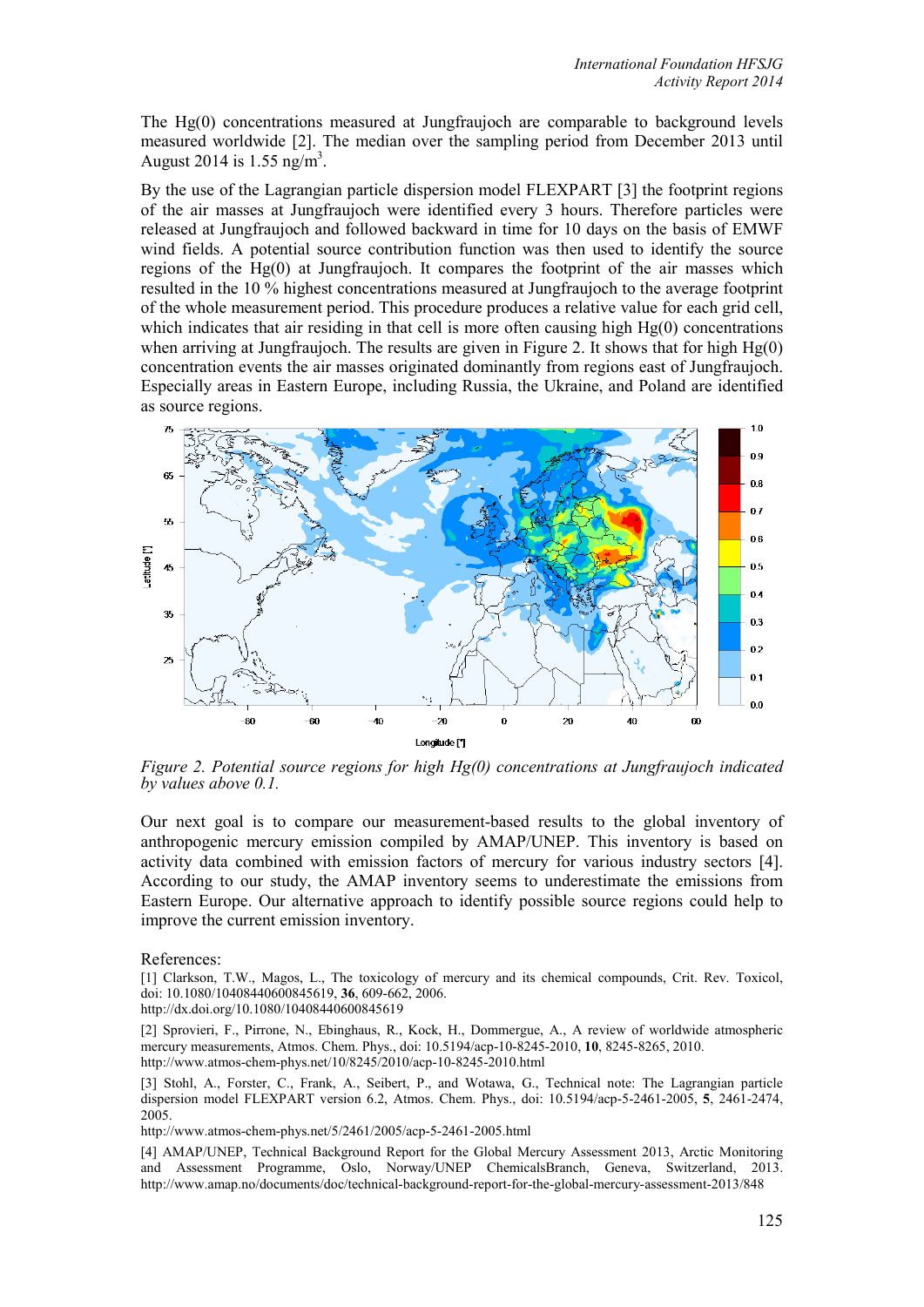The Hg(0) concentrations measured at Jungfraujoch are comparable to background levels measured worldwide [2]. The median over the sampling period from December 2013 until August 2014 is 1.55 ng/m$^3$.

By the use of the Lagrangian particle dispersion model FLEXPART [3] the footprint regions of the air masses at Jungfraujoch were identified every 3 hours. Therefore particles were released at Jungfraujoch and followed backward in time for 10 days on the basis of EMWF wind fields. A potential source contribution function was then used to identify the source regions of the Hg(0) at Jungfraujoch. It compares the footprint of the air masses which resulted in the 10 % highest concentrations measured at Jungfraujoch to the average footprint of the whole measurement period. This procedure produces a relative value for each grid cell, which indicates that air residing in that cell is more often causing high Hg(0) concentrations when arriving at Jungfraujoch. The results are given in Figure 2. It shows that for high Hg(0) concentration events the air masses originated dominantly from regions east of Jungfraujoch. Especially areas in Eastern Europe, including Russia, the Ukraine, and Poland are identified as source regions.

*Figure 2. Potential source regions for high Hg(0) concentrations at Jungfraujoch indicated by values above 0.1.*

Our next goal is to compare our measurement-based results to the global inventory of anthropogenic mercury emission compiled by AMAP/UNEP. This inventory is based on activity data combined with emission factors of mercury for various industry sectors [4]. According to our study, the AMAP inventory seems to underestimate the emissions from Eastern Europe. Our alternative approach to identify possible source regions could help to improve the current emission inventory.

References:

[1] Clarkson, T.W., Magos, L., The toxicology of mercury and its chemical compounds, Crit. Rev. Toxicol, doi: 10.1080/10408440600845619, **36**, 609-662, 2006.
http://dx.doi.org/10.1080/10408440600845619

[2] Sprovieri, F., Pirrone, N., Ebinghaus, R., Kock, H., Dommergue, A., A review of worldwide atmospheric mercury measurements, Atmos. Chem. Phys., doi: 10.5194/acp-10-8245-2010, **10**, 8245-8265, 2010.
http://www.atmos-chem-phys.net/10/8245/2010/acp-10-8245-2010.html

[3] Stohl, A., Forster, C., Frank, A., Seibert, P., and Wotawa, G., Technical note: The Lagrangian particle dispersion model FLEXPART version 6.2, Atmos. Chem. Phys., doi: 10.5194/acp-5-2461-2005, **5**, 2461-2474, 2005.
http://www.atmos-chem-phys.net/5/2461/2005/acp-5-2461-2005.html

[4] AMAP/UNEP, Technical Background Report for the Global Mercury Assessment 2013, Arctic Monitoring and Assessment Programme, Oslo, Norway/UNEP ChemicalsBranch, Geneva, Switzerland, 2013. http://www.amap.no/documents/doc/technical-background-report-for-the-global-mercury-assessment-2013/848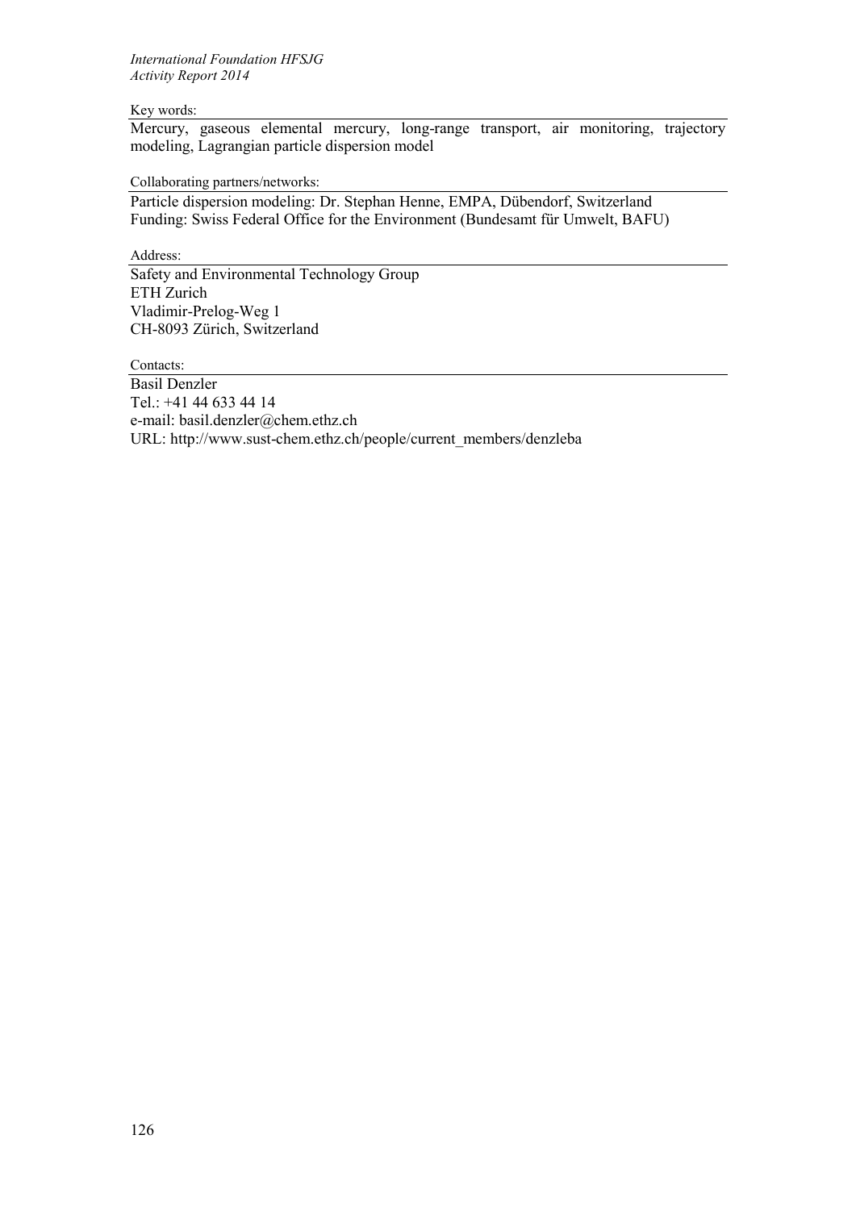Key words:

Mercury, gaseous elemental mercury, long-range transport, air monitoring, trajectory modeling, Lagrangian particle dispersion model

Collaborating partners/networks:

Particle dispersion modeling: Dr. Stephan Henne, EMPA, Dübendorf, Switzerland
Funding: Swiss Federal Office for the Environment (Bundesamt für Umwelt, BAFU)

Address:

Safety and Environmental Technology Group
ETH Zurich
Vladimir-Prelog-Weg 1
CH-8093 Zürich, Switzerland

Contacts:

Basil Denzler
Tel.: +41 44 633 44 14
e-mail: basil.denzler@chem.ethz.ch
URL: http://www.sust-chem.ethz.ch/people/current_members/denzleba